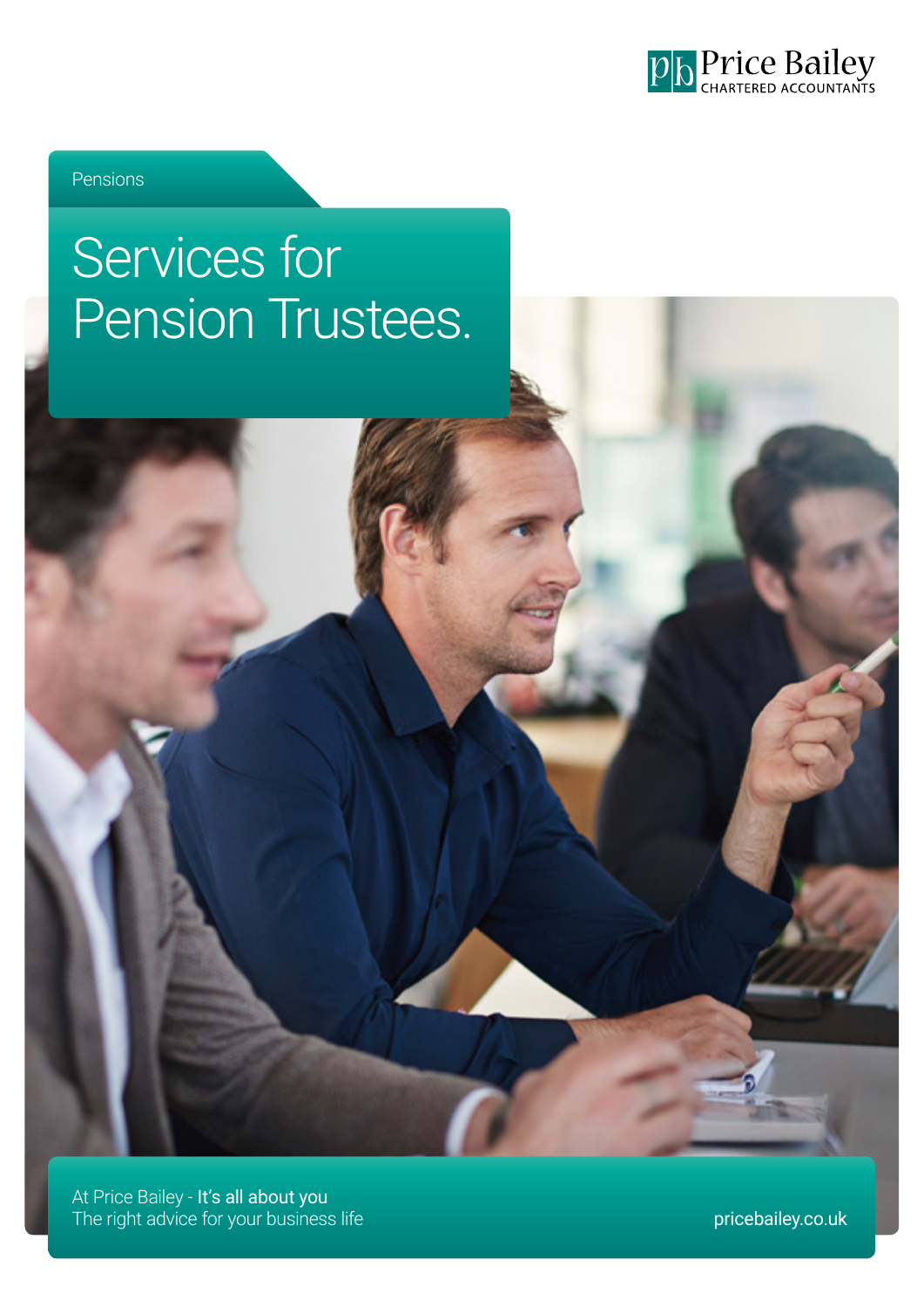Price Bailey
CHARTERED ACCOUNTANTS

Pensions

# Services for Pension Trustees.

At Price Bailey - **It's all about you**
The right advice for your business life

pricebailey.co.uk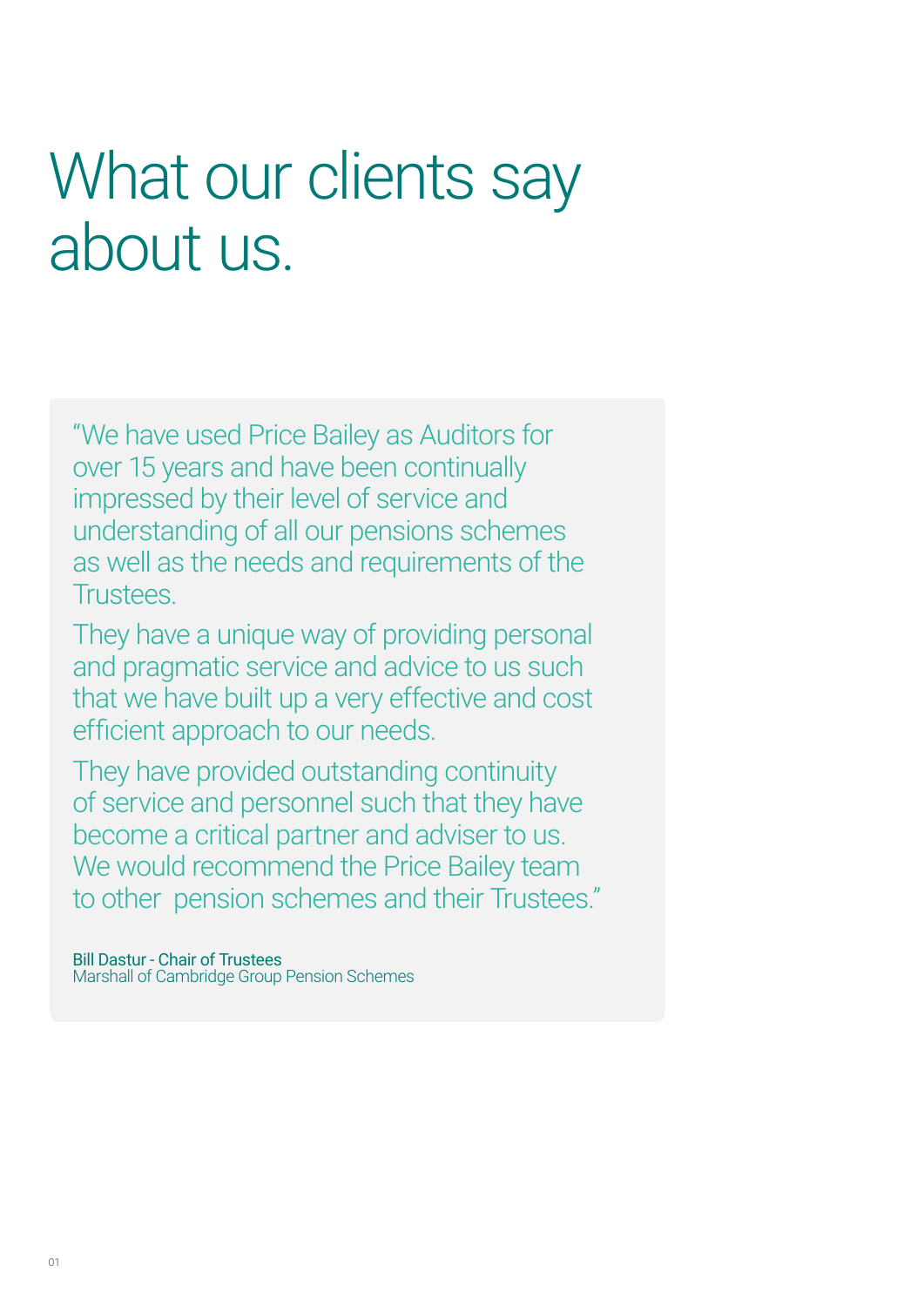# What our clients say about us.

"We have used Price Bailey as Auditors for over 15 years and have been continually impressed by their level of service and understanding of all our pensions schemes as well as the needs and requirements of the Trustees.

They have a unique way of providing personal and pragmatic service and advice to us such that we have built up a very effective and cost efficient approach to our needs.

They have provided outstanding continuity of service and personnel such that they have become a critical partner and adviser to us. We would recommend the Price Bailey team to other pension schemes and their Trustees."

Bill Dastur - Chair of Trustees
Marshall of Cambridge Group Pension Schemes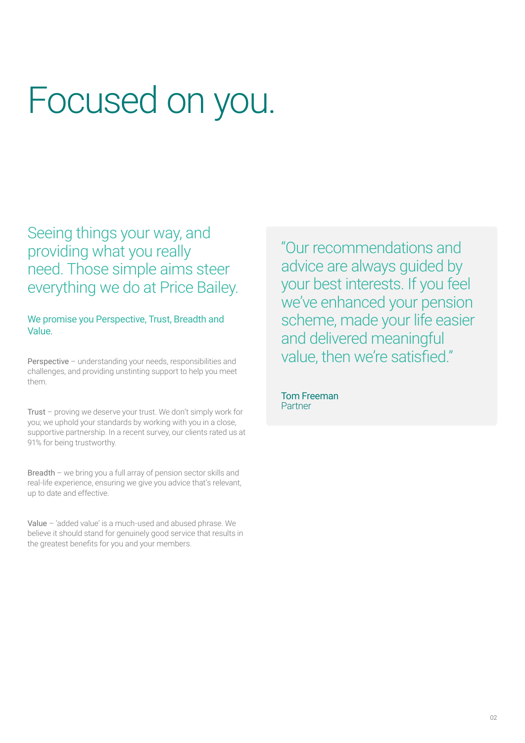# Focused on you.

## Seeing things your way, and providing what you really need. Those simple aims steer everything we do at Price Bailey.

We promise you Perspective, Trust, Breadth and Value.

Perspective – understanding your needs, responsibilities and challenges, and providing unstinting support to help you meet them.

Trust – proving we deserve your trust. We don't simply work for you; we uphold your standards by working with you in a close, supportive partnership. In a recent survey, our clients rated us at 91% for being trustworthy.

Breadth – we bring you a full array of pension sector skills and real-life experience, ensuring we give you advice that's relevant, up to date and effective.

Value – 'added value' is a much-used and abused phrase. We believe it should stand for genuinely good service that results in the greatest benefits for you and your members.

> "Our recommendations and advice are always guided by your best interests. If you feel we've enhanced your pension scheme, made your life easier and delivered meaningful value, then we're satisfied."
>
> Tom Freeman
> Partner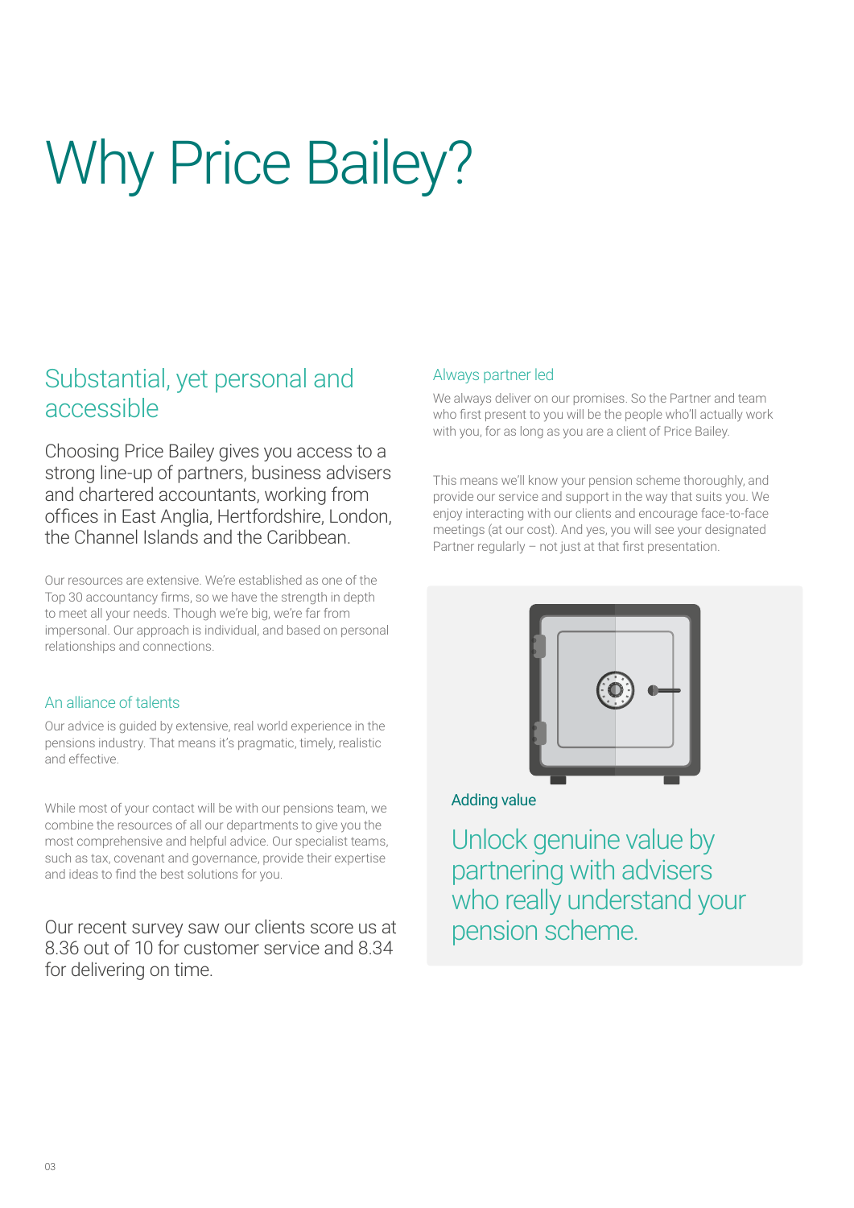# Why Price Bailey?

## Substantial, yet personal and accessible

Choosing Price Bailey gives you access to a strong line-up of partners, business advisers and chartered accountants, working from offices in East Anglia, Hertfordshire, London, the Channel Islands and the Caribbean.

Our resources are extensive. We're established as one of the Top 30 accountancy firms, so we have the strength in depth to meet all your needs. Though we're big, we're far from impersonal. Our approach is individual, and based on personal relationships and connections.

### An alliance of talents

Our advice is guided by extensive, real world experience in the pensions industry. That means it's pragmatic, timely, realistic and effective.

While most of your contact will be with our pensions team, we combine the resources of all our departments to give you the most comprehensive and helpful advice. Our specialist teams, such as tax, covenant and governance, provide their expertise and ideas to find the best solutions for you.

Our recent survey saw our clients score us at 8.36 out of 10 for customer service and 8.34 for delivering on time.

### Always partner led

We always deliver on our promises. So the Partner and team who first present to you will be the people who'll actually work with you, for as long as you are a client of Price Bailey.

This means we'll know your pension scheme thoroughly, and provide our service and support in the way that suits you. We enjoy interacting with our clients and encourage face-to-face meetings (at our cost). And yes, you will see your designated Partner regularly – not just at that first presentation.

### Adding value

Unlock genuine value by partnering with advisers who really understand your pension scheme.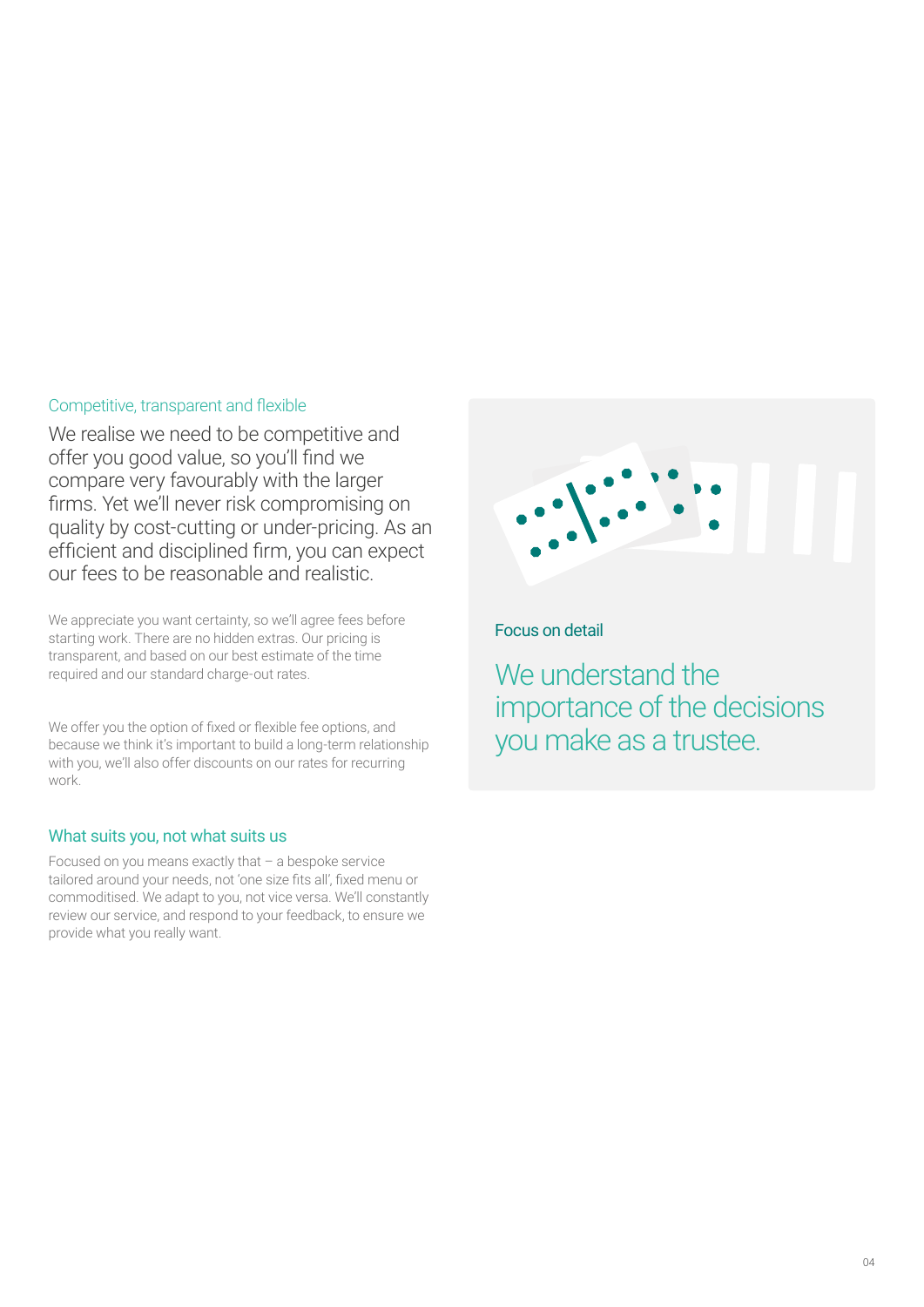## Competitive, transparent and flexible

We realise we need to be competitive and offer you good value, so you'll find we compare very favourably with the larger firms. Yet we'll never risk compromising on quality by cost-cutting or under-pricing. As an efficient and disciplined firm, you can expect our fees to be reasonable and realistic.

We appreciate you want certainty, so we'll agree fees before starting work. There are no hidden extras. Our pricing is transparent, and based on our best estimate of the time required and our standard charge-out rates.

We offer you the option of fixed or flexible fee options, and because we think it's important to build a long-term relationship with you, we'll also offer discounts on our rates for recurring work.

## What suits you, not what suits us

Focused on you means exactly that – a bespoke service tailored around your needs, not 'one size fits all', fixed menu or commoditised. We adapt to you, not vice versa. We'll constantly review our service, and respond to your feedback, to ensure we provide what you really want.

### Focus on detail

We understand the importance of the decisions you make as a trustee.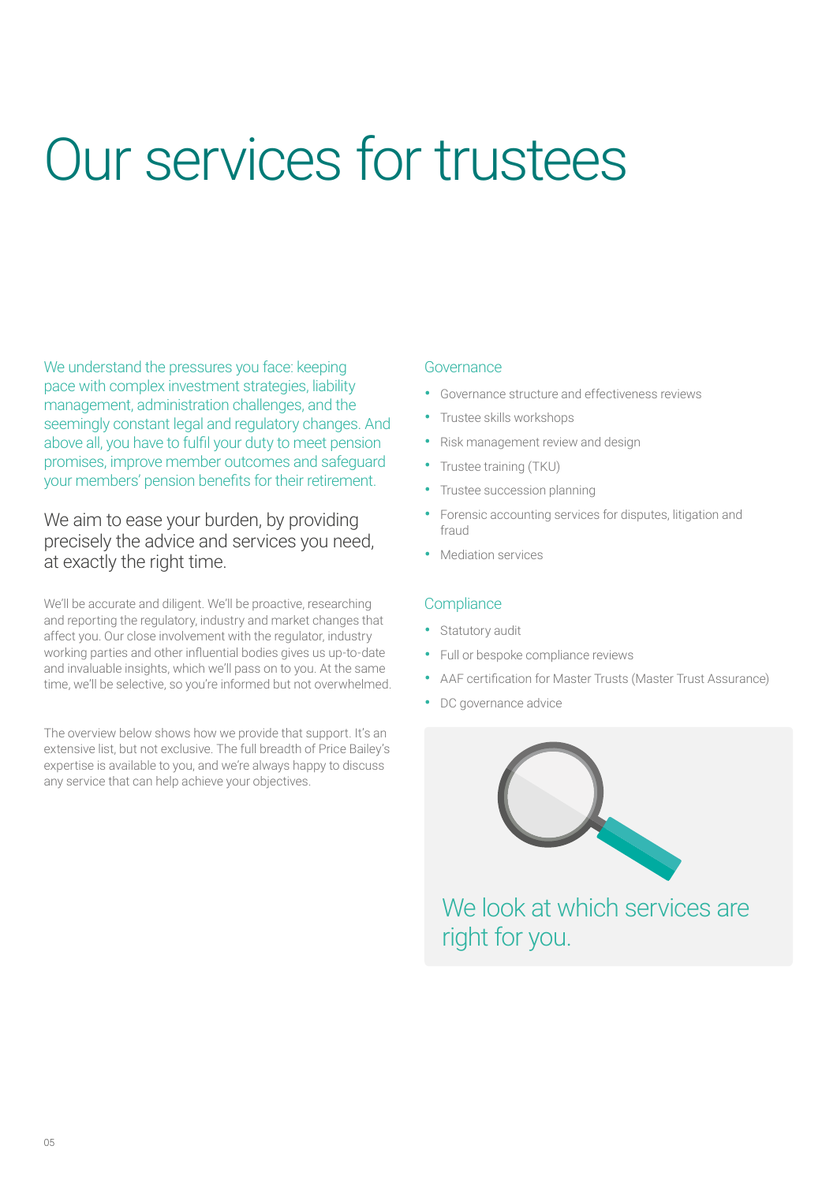# Our services for trustees

We understand the pressures you face: keeping pace with complex investment strategies, liability management, administration challenges, and the seemingly constant legal and regulatory changes. And above all, you have to fulfil your duty to meet pension promises, improve member outcomes and safeguard your members' pension benefits for their retirement.

We aim to ease your burden, by providing precisely the advice and services you need, at exactly the right time.

We'll be accurate and diligent. We'll be proactive, researching and reporting the regulatory, industry and market changes that affect you. Our close involvement with the regulator, industry working parties and other influential bodies gives us up-to-date and invaluable insights, which we'll pass on to you. At the same time, we'll be selective, so you're informed but not overwhelmed.

The overview below shows how we provide that support. It's an extensive list, but not exclusive. The full breadth of Price Bailey's expertise is available to you, and we're always happy to discuss any service that can help achieve your objectives.

## Governance

- Governance structure and effectiveness reviews
- Trustee skills workshops
- Risk management review and design
- Trustee training (TKU)
- Trustee succession planning
- Forensic accounting services for disputes, litigation and fraud
- Mediation services

## Compliance

- Statutory audit
- Full or bespoke compliance reviews
- AAF certification for Master Trusts (Master Trust Assurance)
- DC governance advice

We look at which services are right for you.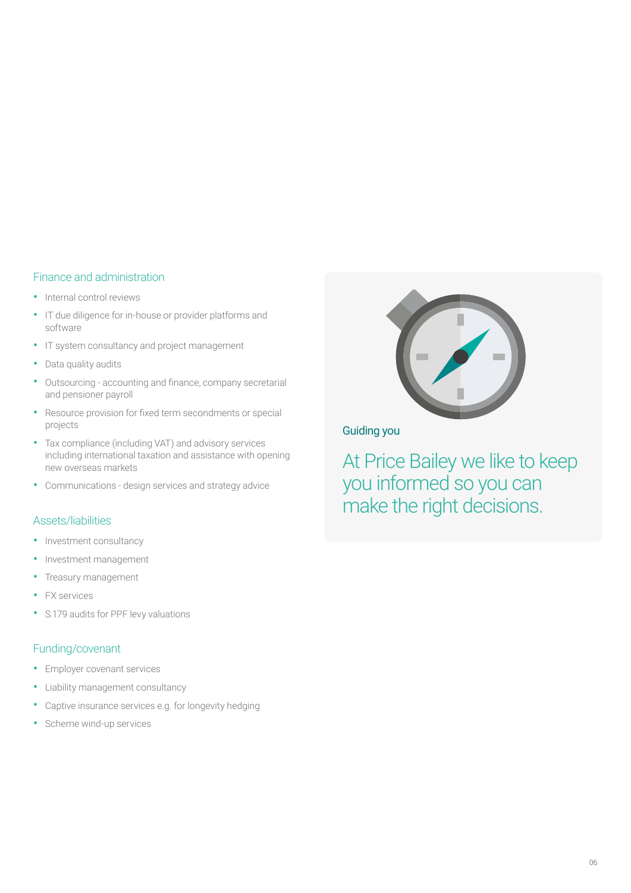## Finance and administration

- Internal control reviews
- IT due diligence for in-house or provider platforms and software
- IT system consultancy and project management
- Data quality audits
- Outsourcing - accounting and finance, company secretarial and pensioner payroll
- Resource provision for fixed term secondments or special projects
- Tax compliance (including VAT) and advisory services including international taxation and assistance with opening new overseas markets
- Communications - design services and strategy advice

## Assets/liabilities

- Investment consultancy
- Investment management
- Treasury management
- FX services
- S.179 audits for PPF levy valuations

## Funding/covenant

- Employer covenant services
- Liability management consultancy
- Captive insurance services e.g. for longevity hedging
- Scheme wind-up services

### Guiding you

At Price Bailey we like to keep you informed so you can make the right decisions.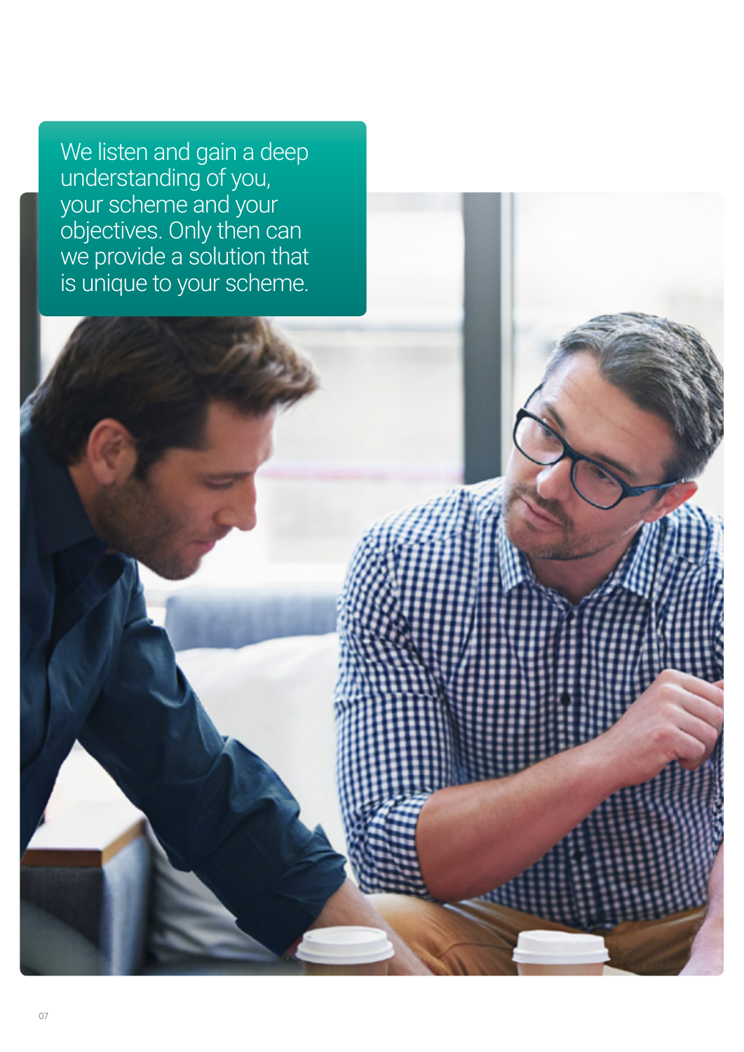We listen and gain a deep understanding of you, your scheme and your objectives. Only then can we provide a solution that is unique to your scheme.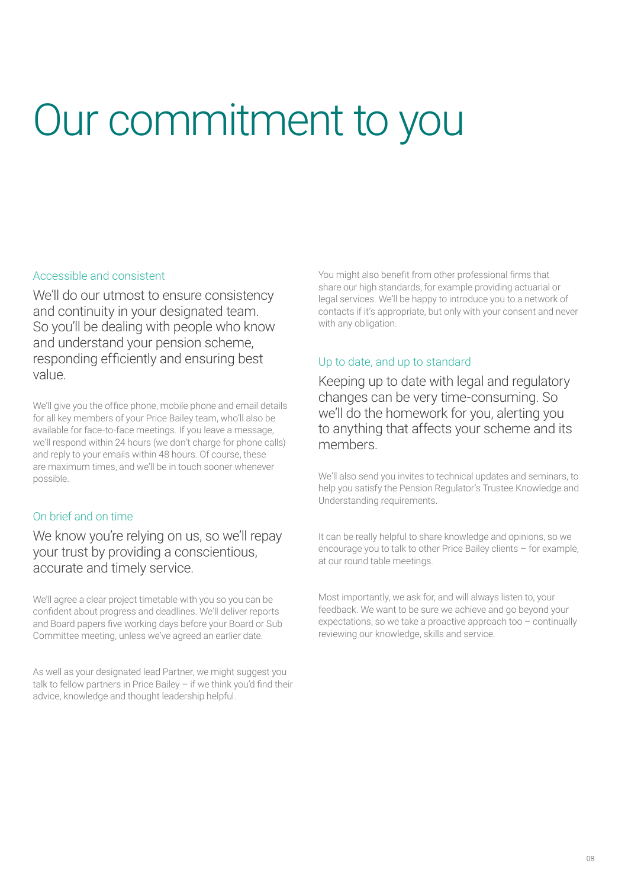# Our commitment to you

## Accessible and consistent

We'll do our utmost to ensure consistency and continuity in your designated team. So you'll be dealing with people who know and understand your pension scheme, responding efficiently and ensuring best value.

We'll give you the office phone, mobile phone and email details for all key members of your Price Bailey team, who'll also be available for face-to-face meetings. If you leave a message, we'll respond within 24 hours (we don't charge for phone calls) and reply to your emails within 48 hours. Of course, these are maximum times, and we'll be in touch sooner whenever possible.

## On brief and on time

We know you're relying on us, so we'll repay your trust by providing a conscientious, accurate and timely service.

We'll agree a clear project timetable with you so you can be confident about progress and deadlines. We'll deliver reports and Board papers five working days before your Board or Sub Committee meeting, unless we've agreed an earlier date.

As well as your designated lead Partner, we might suggest you talk to fellow partners in Price Bailey – if we think you'd find their advice, knowledge and thought leadership helpful.

You might also benefit from other professional firms that share our high standards, for example providing actuarial or legal services. We'll be happy to introduce you to a network of contacts if it's appropriate, but only with your consent and never with any obligation.

## Up to date, and up to standard

Keeping up to date with legal and regulatory changes can be very time-consuming. So we'll do the homework for you, alerting you to anything that affects your scheme and its members.

We'll also send you invites to technical updates and seminars, to help you satisfy the Pension Regulator's Trustee Knowledge and Understanding requirements.

It can be really helpful to share knowledge and opinions, so we encourage you to talk to other Price Bailey clients – for example, at our round table meetings.

Most importantly, we ask for, and will always listen to, your feedback. We want to be sure we achieve and go beyond your expectations, so we take a proactive approach too – continually reviewing our knowledge, skills and service.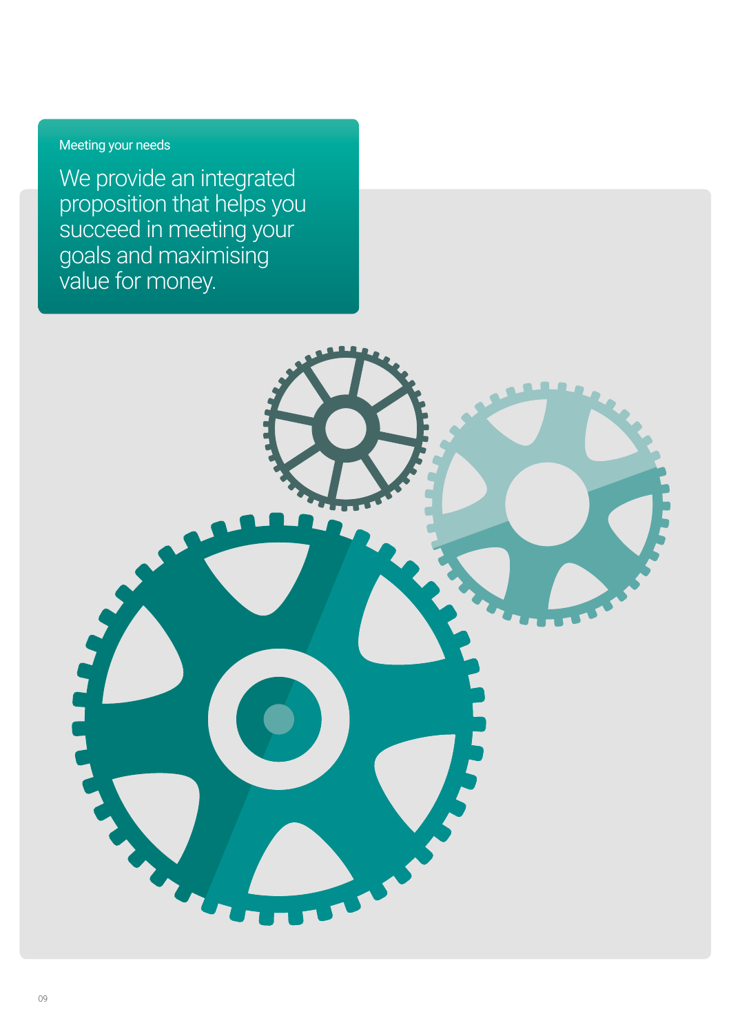Meeting your needs

## We provide an integrated proposition that helps you succeed in meeting your goals and maximising value for money.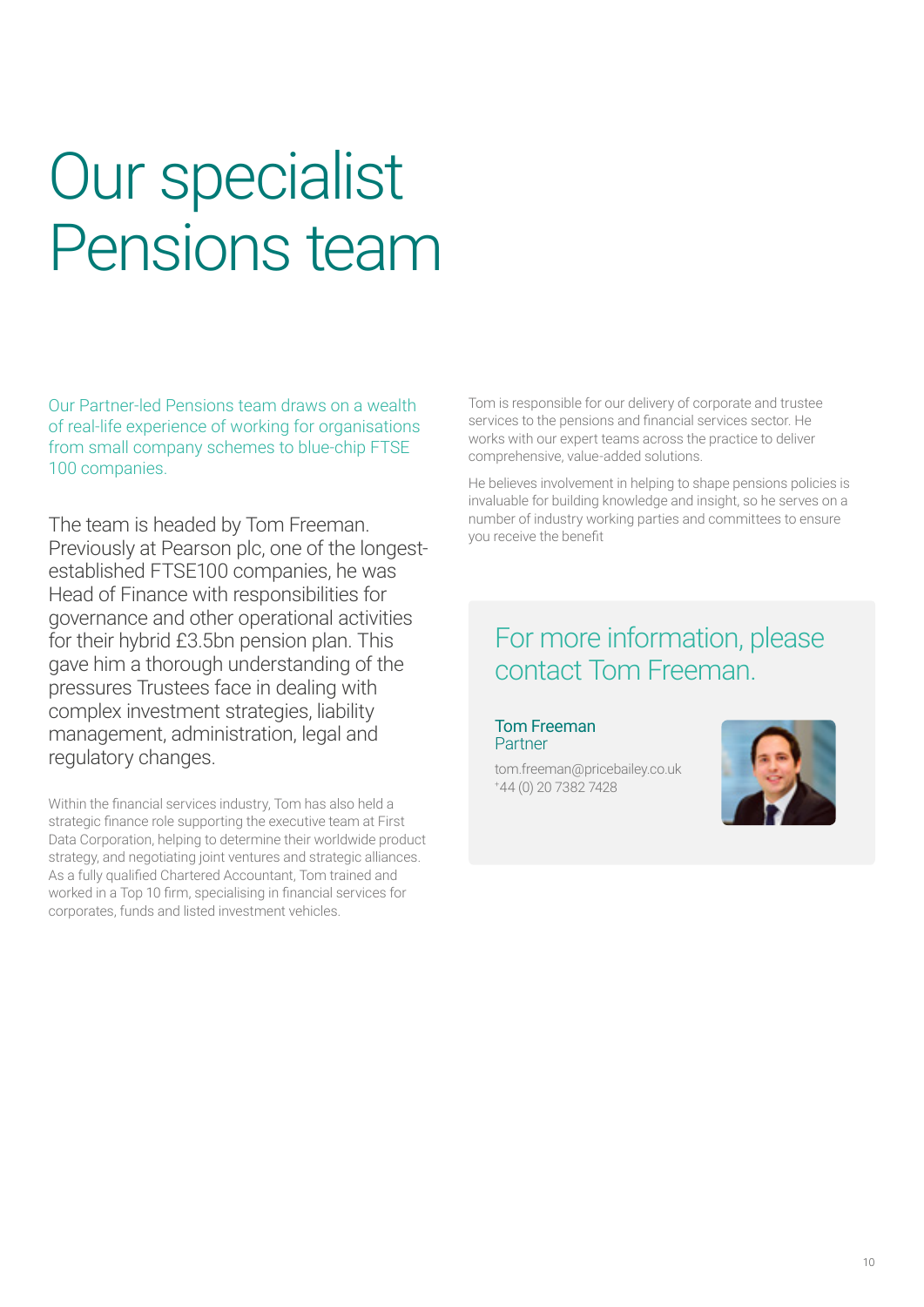# Our specialist Pensions team

Our Partner-led Pensions team draws on a wealth of real-life experience of working for organisations from small company schemes to blue-chip FTSE 100 companies.

The team is headed by Tom Freeman. Previously at Pearson plc, one of the longest-established FTSE100 companies, he was Head of Finance with responsibilities for governance and other operational activities for their hybrid £3.5bn pension plan. This gave him a thorough understanding of the pressures Trustees face in dealing with complex investment strategies, liability management, administration, legal and regulatory changes.

Within the financial services industry, Tom has also held a strategic finance role supporting the executive team at First Data Corporation, helping to determine their worldwide product strategy, and negotiating joint ventures and strategic alliances. As a fully qualified Chartered Accountant, Tom trained and worked in a Top 10 firm, specialising in financial services for corporates, funds and listed investment vehicles.

Tom is responsible for our delivery of corporate and trustee services to the pensions and financial services sector. He works with our expert teams across the practice to deliver comprehensive, value-added solutions.

He believes involvement in helping to shape pensions policies is invaluable for building knowledge and insight, so he serves on a number of industry working parties and committees to ensure you receive the benefit

## For more information, please contact Tom Freeman.

**Tom Freeman**
Partner

tom.freeman@pricebailey.co.uk
+44 (0) 20 7382 7428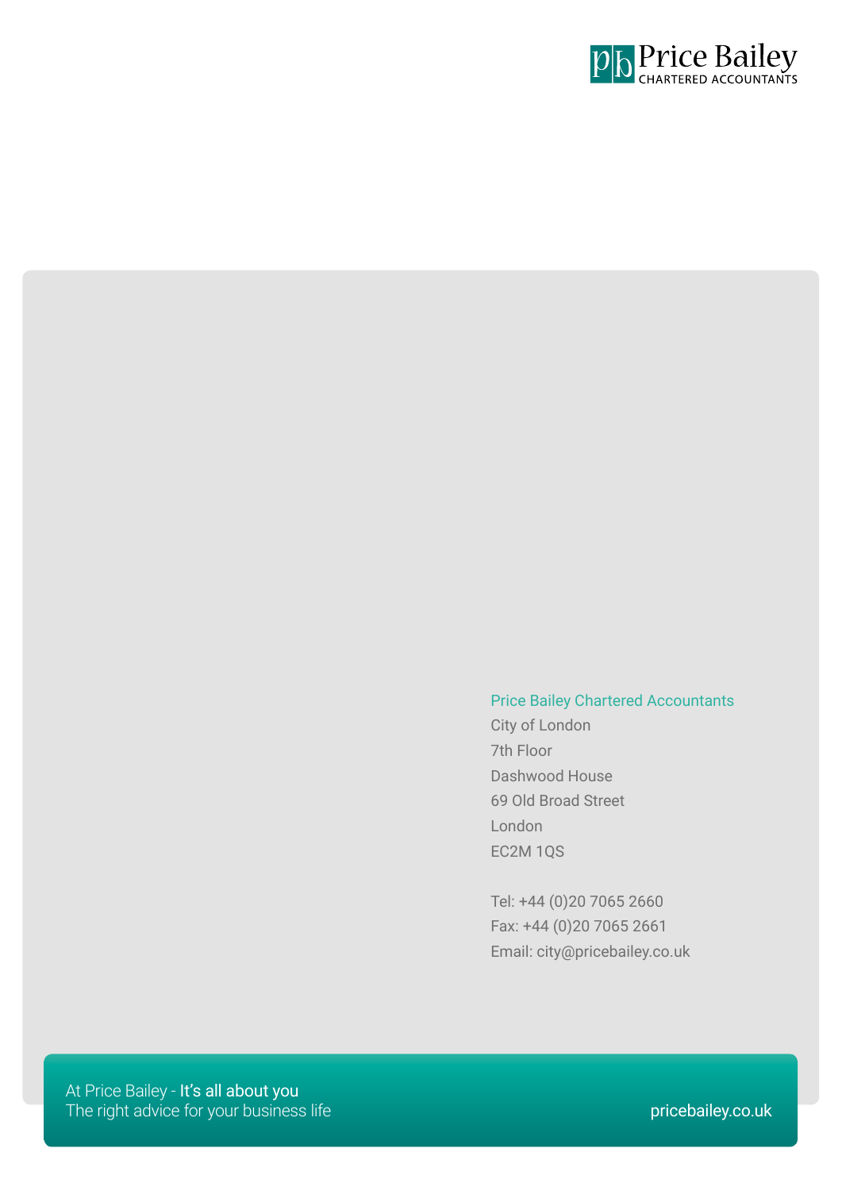Price Bailey
CHARTERED ACCOUNTANTS

Price Bailey Chartered Accountants
City of London
7th Floor
Dashwood House
69 Old Broad Street
London
EC2M 1QS

Tel: +44 (0)20 7065 2660
Fax: +44 (0)20 7065 2661
Email: city@pricebailey.co.uk

At Price Bailey - It's all about you
The right advice for your business life

pricebailey.co.uk